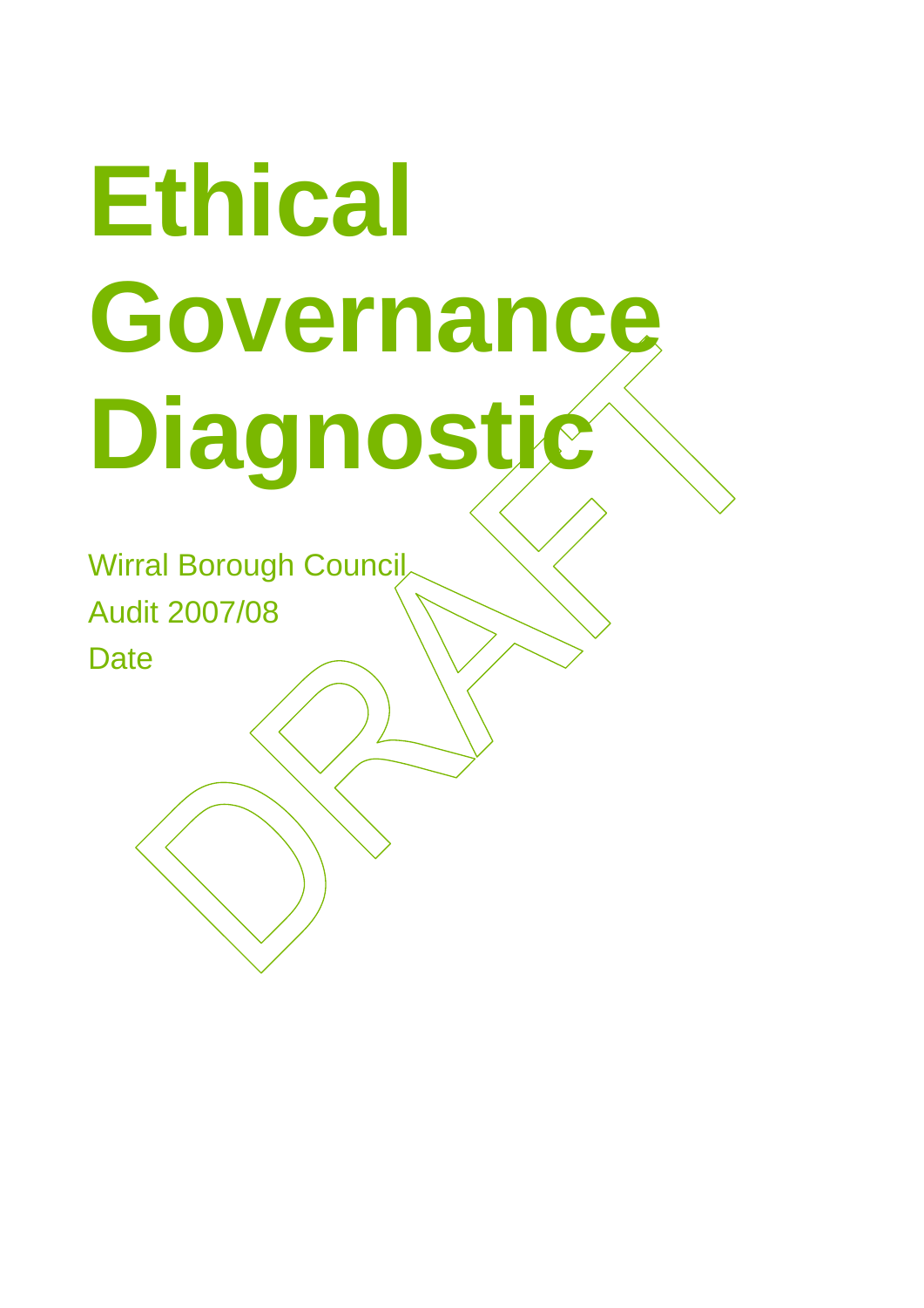# Ethical Governance Diagnostic

Wirral Borough Council

Audit 2007/08

Date

DRAFT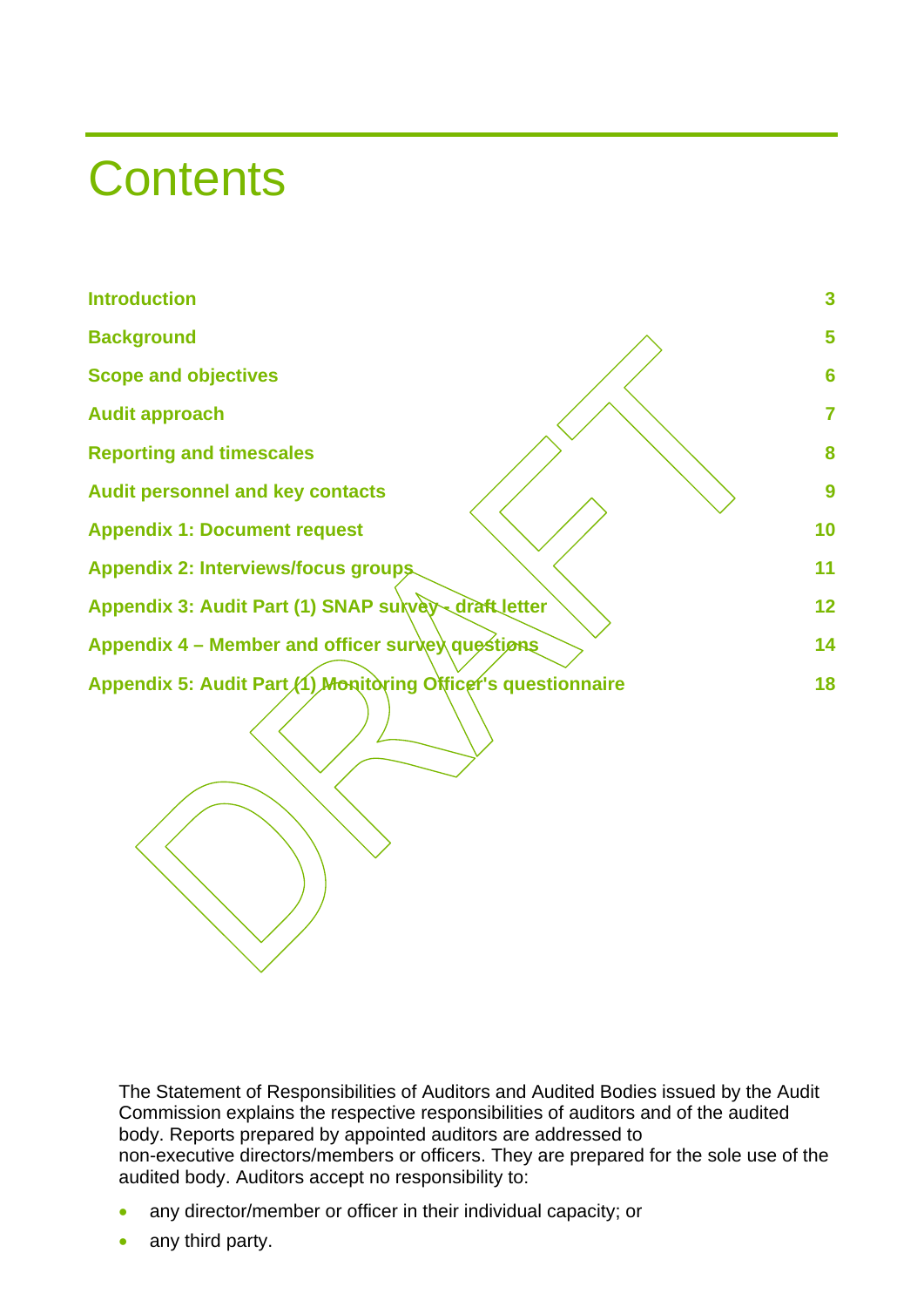# Contents

| | |
|---|---|
| **Introduction** | **3** |
| **Background** | **5** |
| **Scope and objectives** | **6** |
| **Audit approach** | **7** |
| **Reporting and timescales** | **8** |
| **Audit personnel and key contacts** | **9** |
| **Appendix 1: Document request** | **10** |
| **Appendix 2: Interviews/focus groups** | **11** |
| **Appendix 3: Audit Part (1) SNAP survey - draft letter** | **12** |
| **Appendix 4 – Member and officer survey questions** | **14** |
| **Appendix 5: Audit Part (1) Monitoring Officer's questionnaire** | **18** |

The Statement of Responsibilities of Auditors and Audited Bodies issued by the Audit Commission explains the respective responsibilities of auditors and of the audited body. Reports prepared by appointed auditors are addressed to non-executive directors/members or officers. They are prepared for the sole use of the audited body. Auditors accept no responsibility to:

- any director/member or officer in their individual capacity; or
- any third party.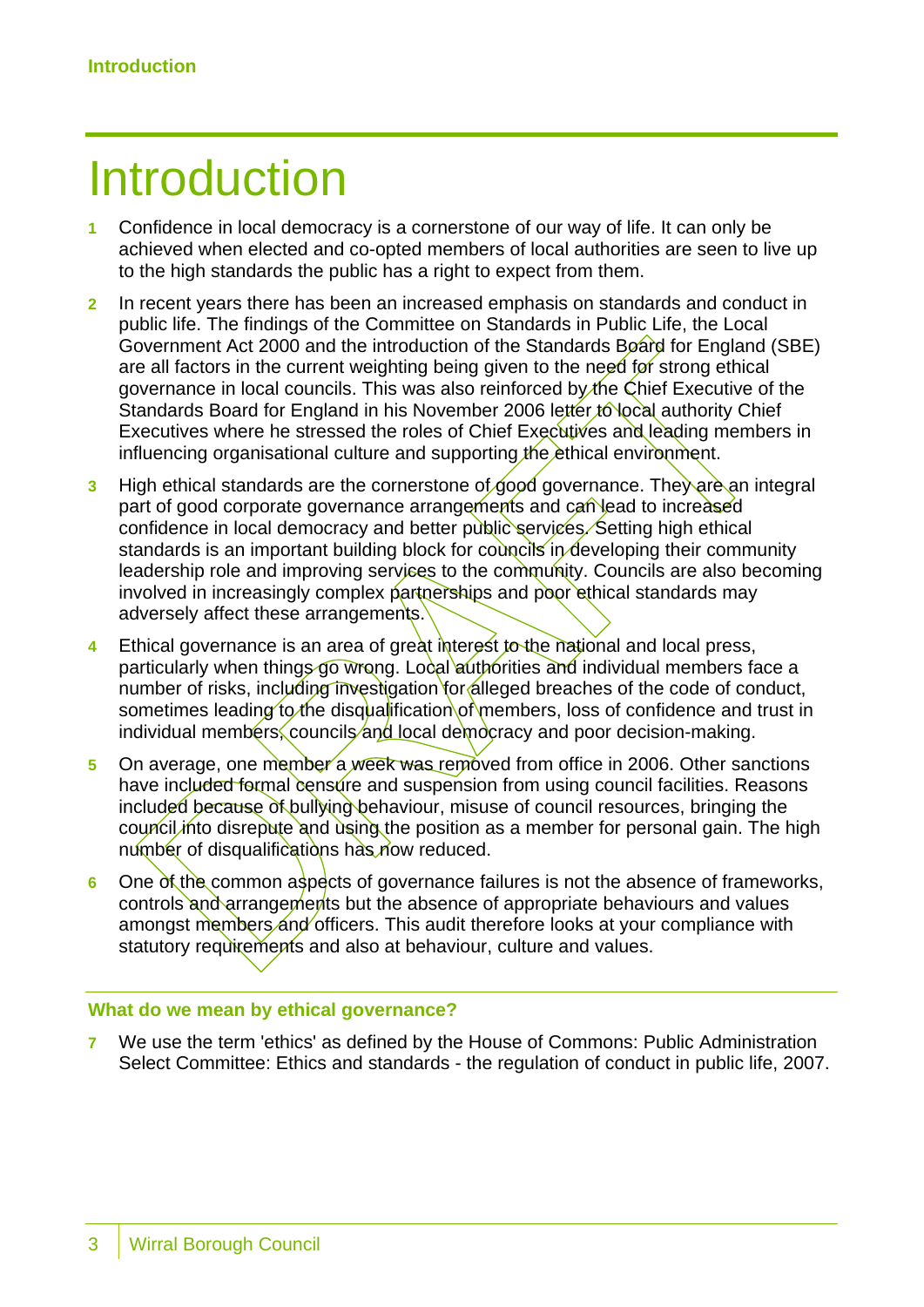# Introduction

1. Confidence in local democracy is a cornerstone of our way of life. It can only be achieved when elected and co-opted members of local authorities are seen to live up to the high standards the public has a right to expect from them.

2. In recent years there has been an increased emphasis on standards and conduct in public life. The findings of the Committee on Standards in Public Life, the Local Government Act 2000 and the introduction of the Standards Board for England (SBE) are all factors in the current weighting being given to the need for strong ethical governance in local councils. This was also reinforced by the Chief Executive of the Standards Board for England in his November 2006 letter to local authority Chief Executives where he stressed the roles of Chief Executives and leading members in influencing organisational culture and supporting the ethical environment.

3. High ethical standards are the cornerstone of good governance. They are an integral part of good corporate governance arrangements and can lead to increased confidence in local democracy and better public services. Setting high ethical standards is an important building block for councils in developing their community leadership role and improving services to the community. Councils are also becoming involved in increasingly complex partnerships and poor ethical standards may adversely affect these arrangements.

4. Ethical governance is an area of great interest to the national and local press, particularly when things go wrong. Local authorities and individual members face a number of risks, including investigation for alleged breaches of the code of conduct, sometimes leading to the disqualification of members, loss of confidence and trust in individual members, councils and local democracy and poor decision-making.

5. On average, one member a week was removed from office in 2006. Other sanctions have included formal censure and suspension from using council facilities. Reasons included because of bullying behaviour, misuse of council resources, bringing the council into disrepute and using the position as a member for personal gain. The high number of disqualifications has now reduced.

6. One of the common aspects of governance failures is not the absence of frameworks, controls and arrangements but the absence of appropriate behaviours and values amongst members and officers. This audit therefore looks at your compliance with statutory requirements and also at behaviour, culture and values.

## What do we mean by ethical governance?

7. We use the term 'ethics' as defined by the House of Commons: Public Administration Select Committee: Ethics and standards - the regulation of conduct in public life, 2007.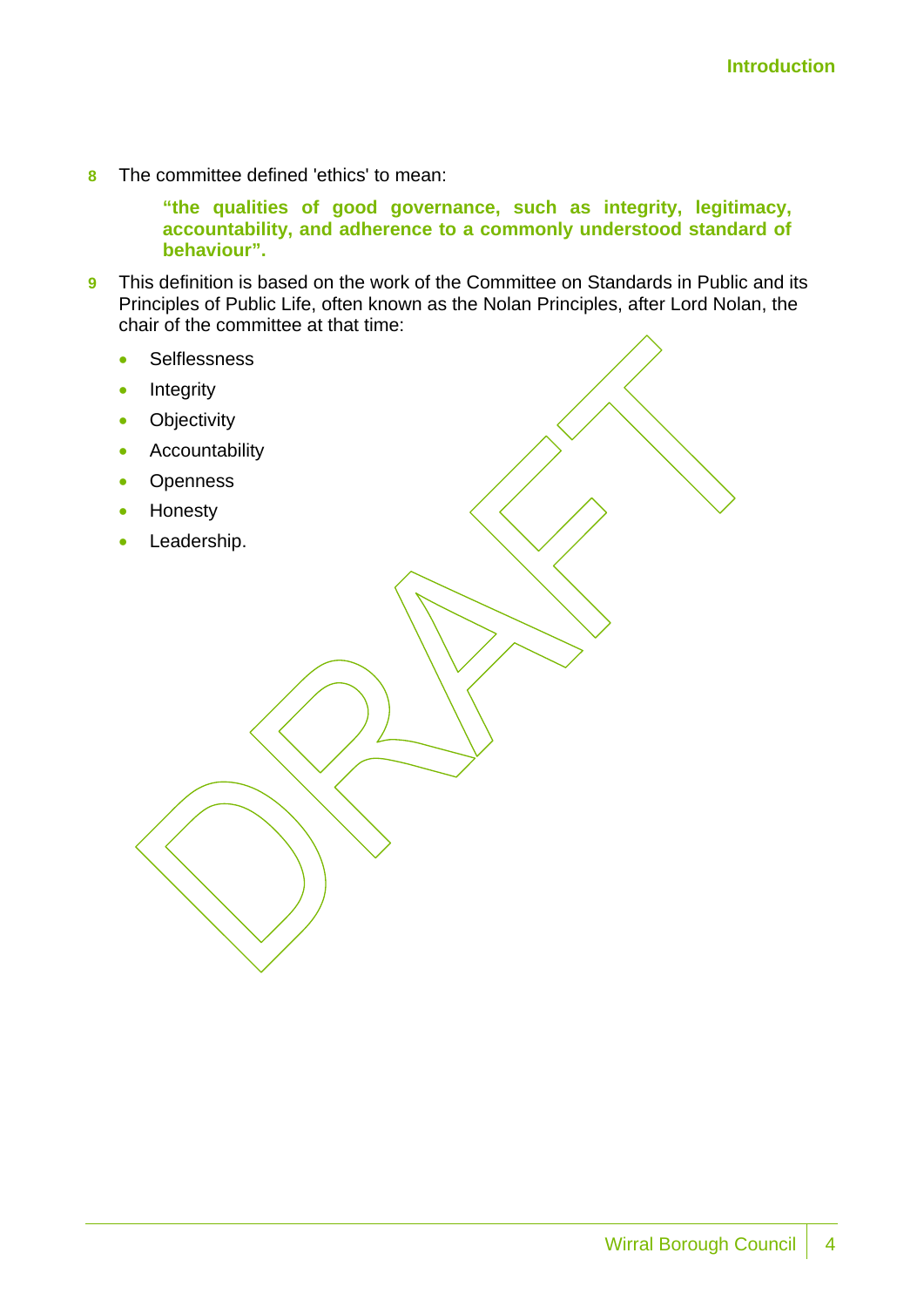8 The committee defined 'ethics' to mean:

> **"the qualities of good governance, such as integrity, legitimacy, accountability, and adherence to a commonly understood standard of behaviour".**

9 This definition is based on the work of the Committee on Standards in Public and its Principles of Public Life, often known as the Nolan Principles, after Lord Nolan, the chair of the committee at that time:

- Selflessness
- Integrity
- Objectivity
- Accountability
- Openness
- Honesty
- Leadership.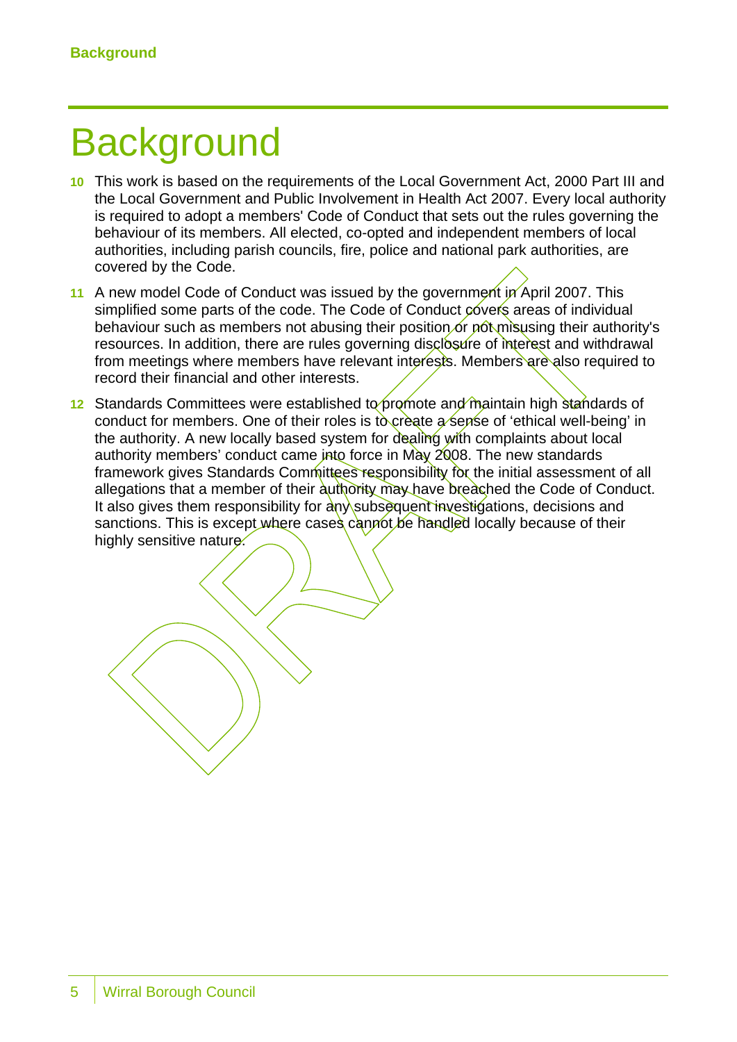# Background

10 This work is based on the requirements of the Local Government Act, 2000 Part III and the Local Government and Public Involvement in Health Act 2007. Every local authority is required to adopt a members' Code of Conduct that sets out the rules governing the behaviour of its members. All elected, co-opted and independent members of local authorities, including parish councils, fire, police and national park authorities, are covered by the Code.

11 A new model Code of Conduct was issued by the government in April 2007. This simplified some parts of the code. The Code of Conduct covers areas of individual behaviour such as members not abusing their position or not misusing their authority's resources. In addition, there are rules governing disclosure of interest and withdrawal from meetings where members have relevant interests. Members are also required to record their financial and other interests.

12 Standards Committees were established to promote and maintain high standards of conduct for members. One of their roles is to create a sense of 'ethical well-being' in the authority. A new locally based system for dealing with complaints about local authority members' conduct came into force in May 2008. The new standards framework gives Standards Committees responsibility for the initial assessment of all allegations that a member of their authority may have breached the Code of Conduct. It also gives them responsibility for any subsequent investigations, decisions and sanctions. This is except where cases cannot be handled locally because of their highly sensitive nature.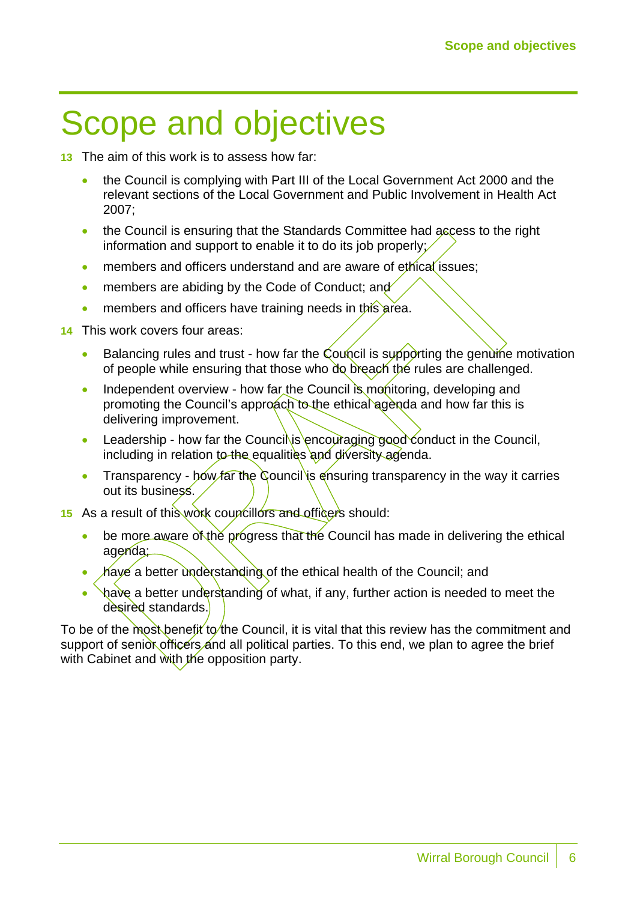# Scope and objectives

13 The aim of this work is to assess how far:

- the Council is complying with Part III of the Local Government Act 2000 and the relevant sections of the Local Government and Public Involvement in Health Act 2007;
- the Council is ensuring that the Standards Committee had access to the right information and support to enable it to do its job properly;
- members and officers understand and are aware of ethical issues;
- members are abiding by the Code of Conduct; and
- members and officers have training needs in this area.

14 This work covers four areas:

- Balancing rules and trust - how far the Council is supporting the genuine motivation of people while ensuring that those who do breach the rules are challenged.
- Independent overview - how far the Council is monitoring, developing and promoting the Council's approach to the ethical agenda and how far this is delivering improvement.
- Leadership - how far the Council is encouraging good conduct in the Council, including in relation to the equalities and diversity agenda.
- Transparency - how far the Council is ensuring transparency in the way it carries out its business.

15 As a result of this work councillors and officers should:

- be more aware of the progress that the Council has made in delivering the ethical agenda;
- have a better understanding of the ethical health of the Council; and
- have a better understanding of what, if any, further action is needed to meet the desired standards.

To be of the most benefit to the Council, it is vital that this review has the commitment and support of senior officers and all political parties. To this end, we plan to agree the brief with Cabinet and with the opposition party.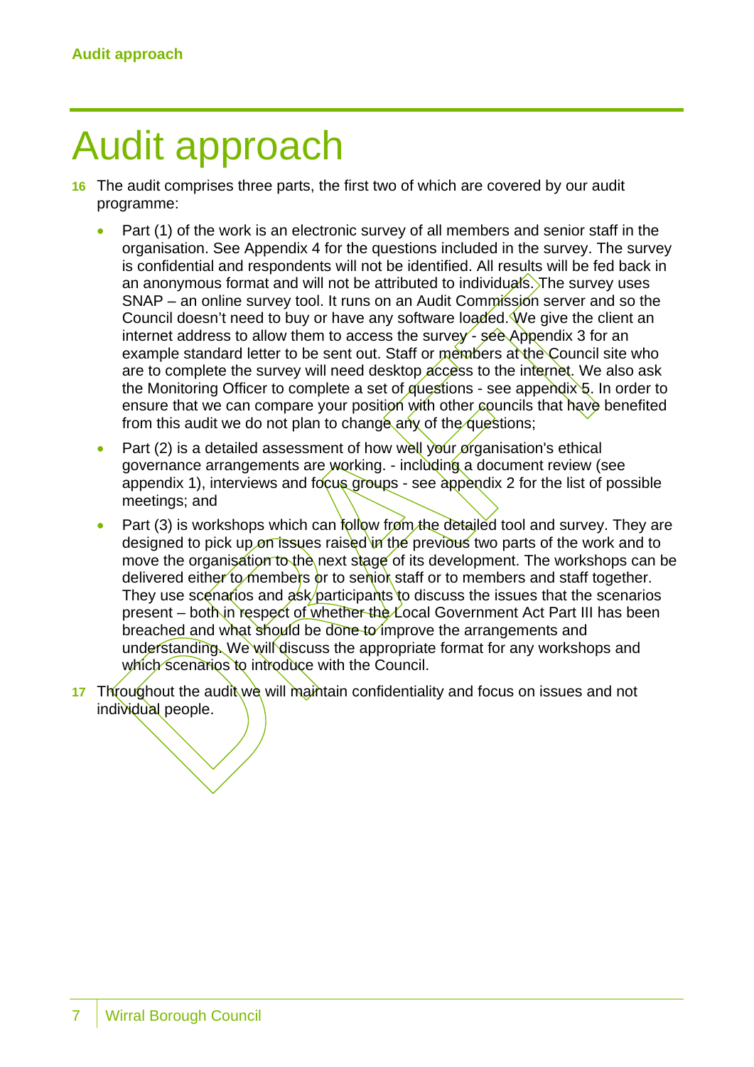# Audit approach

16 The audit comprises three parts, the first two of which are covered by our audit programme:

- Part (1) of the work is an electronic survey of all members and senior staff in the organisation. See Appendix 4 for the questions included in the survey. The survey is confidential and respondents will not be identified. All results will be fed back in an anonymous format and will not be attributed to individuals. The survey uses SNAP – an online survey tool. It runs on an Audit Commission server and so the Council doesn't need to buy or have any software loaded. We give the client an internet address to allow them to access the survey - see Appendix 3 for an example standard letter to be sent out. Staff or members at the Council site who are to complete the survey will need desktop access to the internet. We also ask the Monitoring Officer to complete a set of questions - see appendix 5. In order to ensure that we can compare your position with other councils that have benefited from this audit we do not plan to change any of the questions;
- Part (2) is a detailed assessment of how well your organisation's ethical governance arrangements are working. - including a document review (see appendix 1), interviews and focus groups - see appendix 2 for the list of possible meetings; and
- Part (3) is workshops which can follow from the detailed tool and survey. They are designed to pick up on issues raised in the previous two parts of the work and to move the organisation to the next stage of its development. The workshops can be delivered either to members or to senior staff or to members and staff together. They use scenarios and ask participants to discuss the issues that the scenarios present – both in respect of whether the Local Government Act Part III has been breached and what should be done to improve the arrangements and understanding. We will discuss the appropriate format for any workshops and which scenarios to introduce with the Council.

17 Throughout the audit we will maintain confidentiality and focus on issues and not individual people.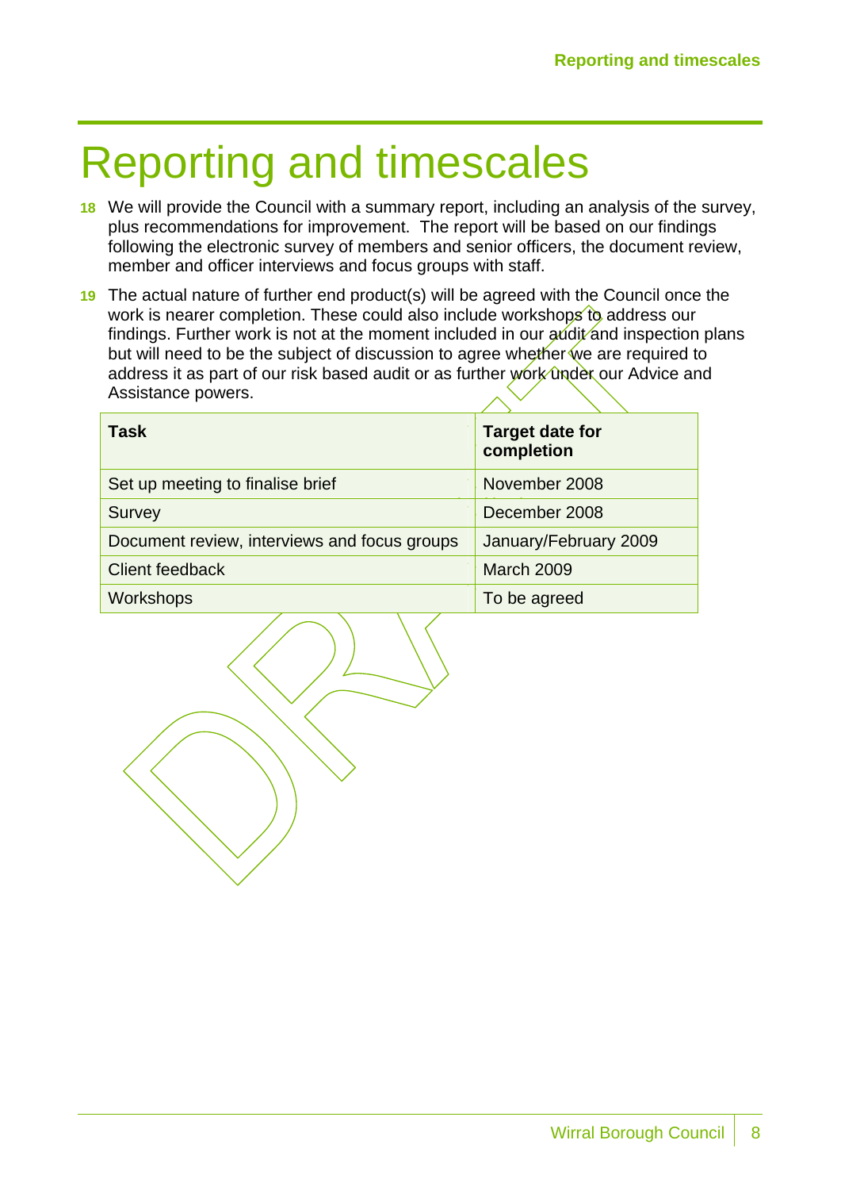# Reporting and timescales

**18** We will provide the Council with a summary report, including an analysis of the survey, plus recommendations for improvement. The report will be based on our findings following the electronic survey of members and senior officers, the document review, member and officer interviews and focus groups with staff.

**19** The actual nature of further end product(s) will be agreed with the Council once the work is nearer completion. These could also include workshops to address our findings. Further work is not at the moment included in our audit and inspection plans but will need to be the subject of discussion to agree whether we are required to address it as part of our risk based audit or as further work under our Advice and Assistance powers.

| Task | Target date for completion |
|---|---|
| Set up meeting to finalise brief | November 2008 |
| Survey | December 2008 |
| Document review, interviews and focus groups | January/February 2009 |
| Client feedback | March 2009 |
| Workshops | To be agreed |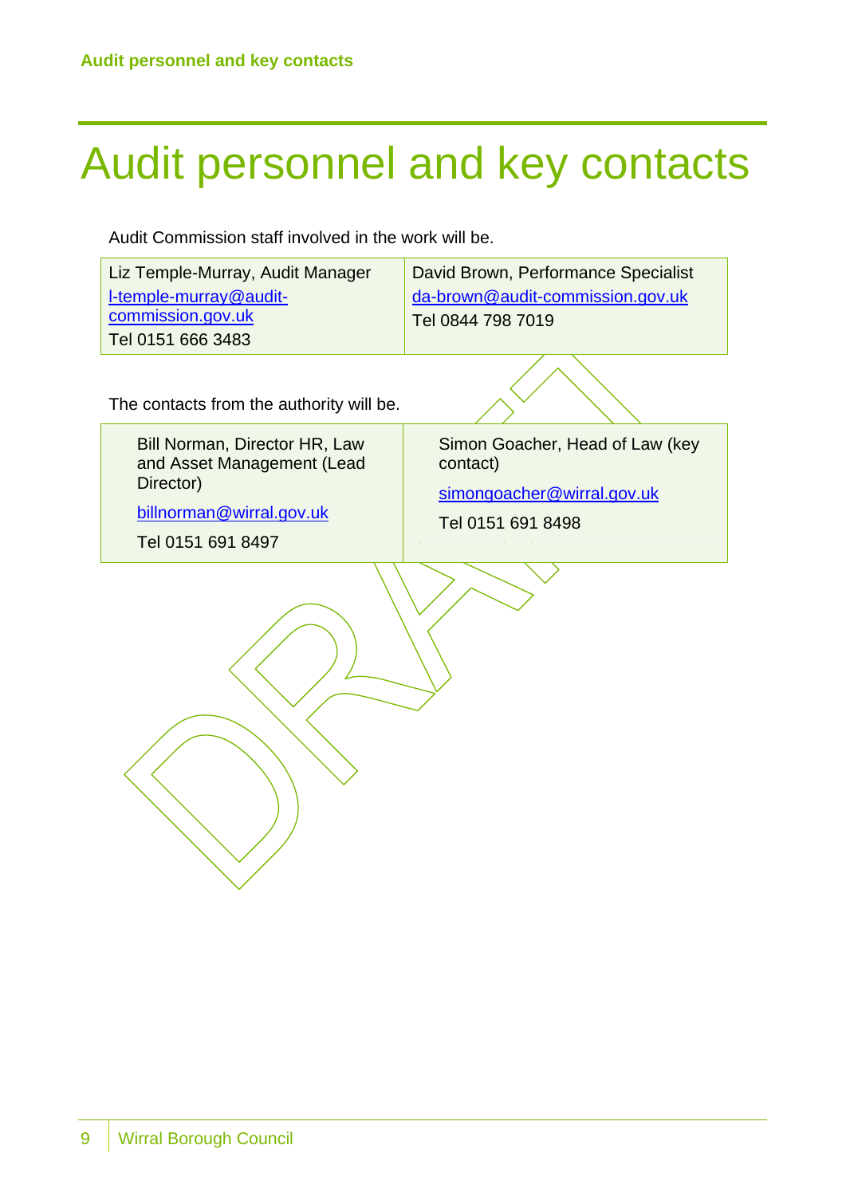# Audit personnel and key contacts

Audit Commission staff involved in the work will be.

| Liz Temple-Murray, Audit Manager | David Brown, Performance Specialist |
| --- | --- |
| l-temple-murray@audit-commission.gov.uk<br>Tel 0151 666 3483 | da-brown@audit-commission.gov.uk<br>Tel 0844 798 7019 |

The contacts from the authority will be.

| Bill Norman, Director HR, Law and Asset Management (Lead Director) | Simon Goacher, Head of Law (key contact) |
| --- | --- |
| billnorman@wirral.gov.uk<br>Tel 0151 691 8497 | simongoacher@wirral.gov.uk<br>Tel 0151 691 8498 |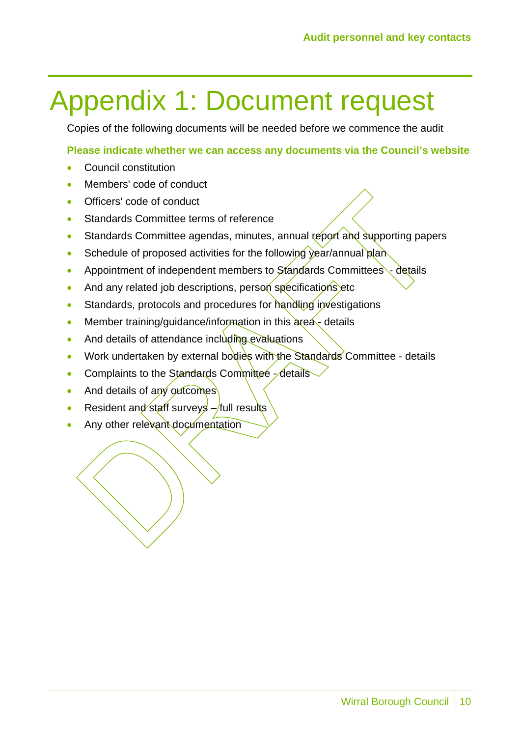# Appendix 1: Document request

Copies of the following documents will be needed before we commence the audit

**Please indicate whether we can access any documents via the Council's website**

- Council constitution
- Members' code of conduct
- Officers' code of conduct
- Standards Committee terms of reference
- Standards Committee agendas, minutes, annual report and supporting papers
- Schedule of proposed activities for the following year/annual plan
- Appointment of independent members to Standards Committees - details
- And any related job descriptions, person specifications etc
- Standards, protocols and procedures for handling investigations
- Member training/guidance/information in this area - details
- And details of attendance including evaluations
- Work undertaken by external bodies with the Standards Committee - details
- Complaints to the Standards Committee - details
- And details of any outcomes
- Resident and staff surveys – full results
- Any other relevant documentation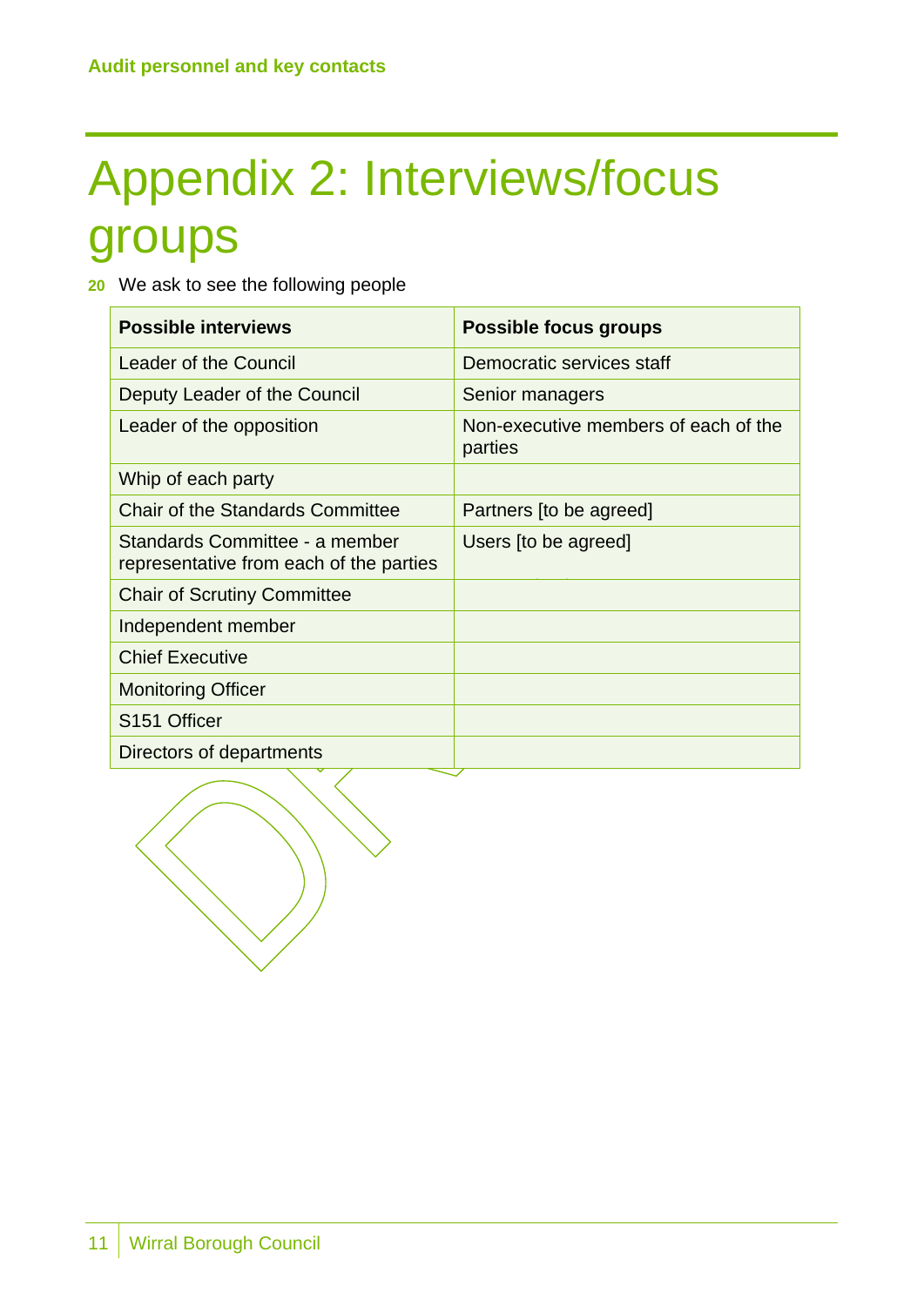# Appendix 2: Interviews/focus groups

**20** We ask to see the following people

| Possible interviews | Possible focus groups |
|---|---|
| Leader of the Council | Democratic services staff |
| Deputy Leader of the Council | Senior managers |
| Leader of the opposition | Non-executive members of each of the parties |
| Whip of each party | |
| Chair of the Standards Committee | Partners [to be agreed] |
| Standards Committee - a member representative from each of the parties | Users [to be agreed] |
| Chair of Scrutiny Committee | |
| Independent member | |
| Chief Executive | |
| Monitoring Officer | |
| S151 Officer | |
| Directors of departments | |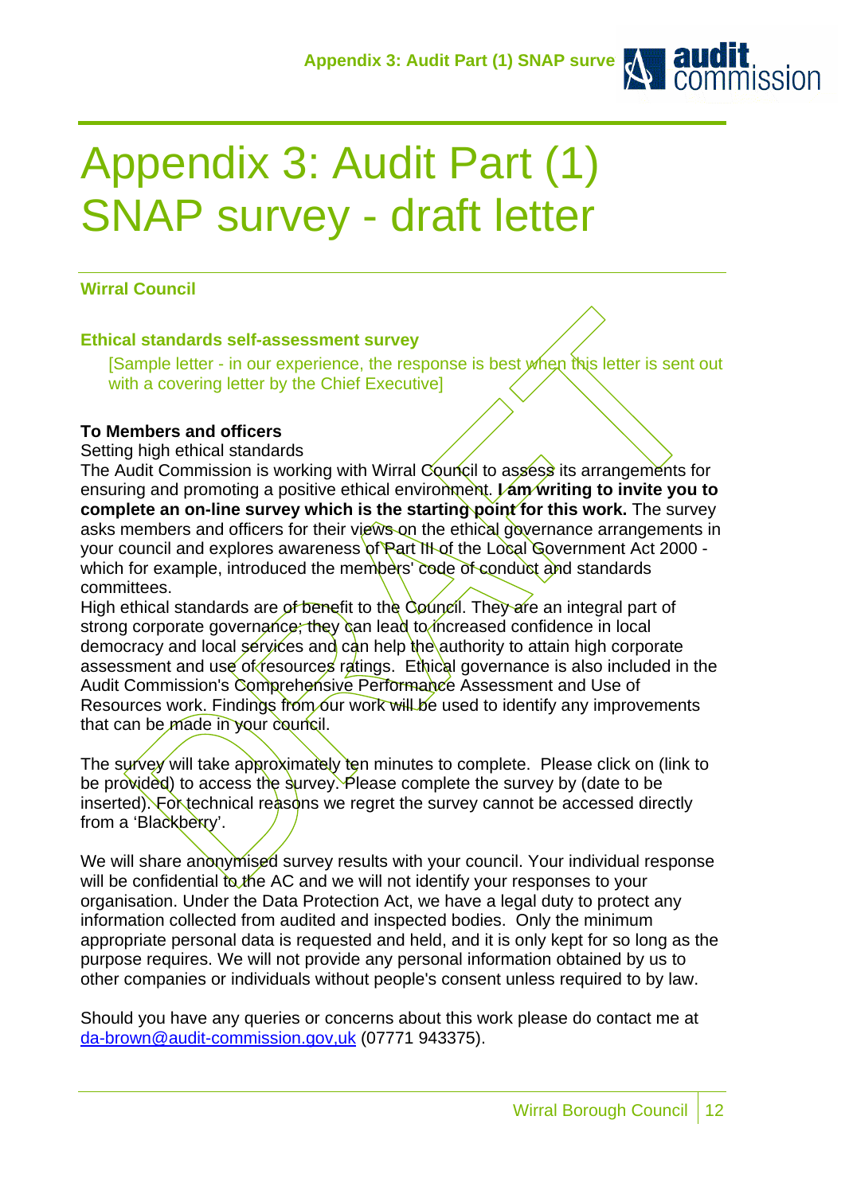# Appendix 3: Audit Part (1) SNAP survey - draft letter

### Wirral Council

### Ethical standards self-assessment survey

[Sample letter - in our experience, the response is best when this letter is sent out with a covering letter by the Chief Executive]

**To Members and officers**

Setting high ethical standards

The Audit Commission is working with Wirral Council to assess its arrangements for ensuring and promoting a positive ethical environment. **I am writing to invite you to complete an on-line survey which is the starting point for this work.** The survey asks members and officers for their views on the ethical governance arrangements in your council and explores awareness of Part III of the Local Government Act 2000 - which for example, introduced the members' code of conduct and standards committees.

High ethical standards are of benefit to the Council. They are an integral part of strong corporate governance; they can lead to increased confidence in local democracy and local services and can help the authority to attain high corporate assessment and use of resources ratings. Ethical governance is also included in the Audit Commission's Comprehensive Performance Assessment and Use of Resources work. Findings from our work will be used to identify any improvements that can be made in your council.

The survey will take approximately ten minutes to complete. Please click on (link to be provided) to access the survey. Please complete the survey by (date to be inserted). For technical reasons we regret the survey cannot be accessed directly from a 'Blackberry'.

We will share anonymised survey results with your council. Your individual response will be confidential to the AC and we will not identify your responses to your organisation. Under the Data Protection Act, we have a legal duty to protect any information collected from audited and inspected bodies. Only the minimum appropriate personal data is requested and held, and it is only kept for so long as the purpose requires. We will not provide any personal information obtained by us to other companies or individuals without people's consent unless required to by law.

Should you have any queries or concerns about this work please do contact me at da-brown@audit-commission.gov,uk (07771 943375).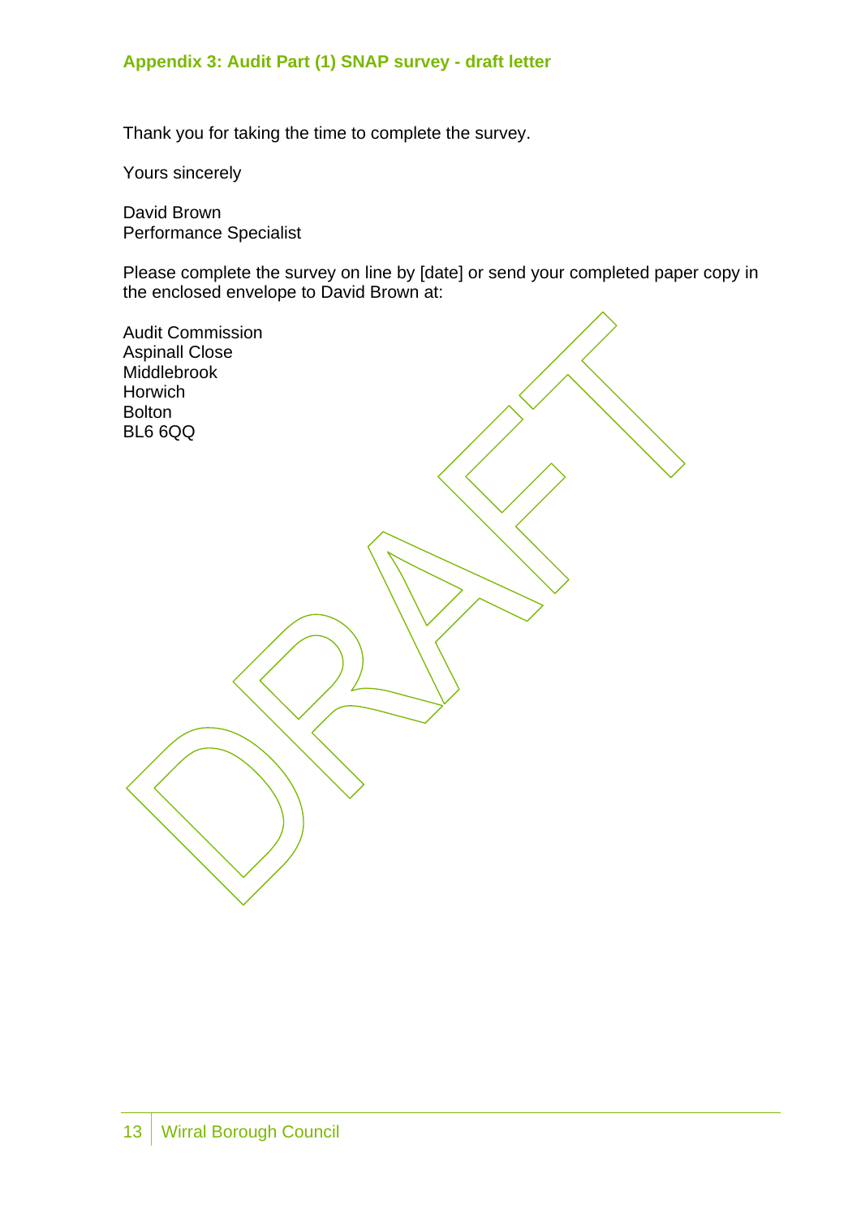### Appendix 3: Audit Part (1) SNAP survey - draft letter

Thank you for taking the time to complete the survey.

Yours sincerely

David Brown
Performance Specialist

Please complete the survey on line by [date] or send your completed paper copy in the enclosed envelope to David Brown at:

Audit Commission
Aspinall Close
Middlebrook
Horwich
Bolton
BL6 6QQ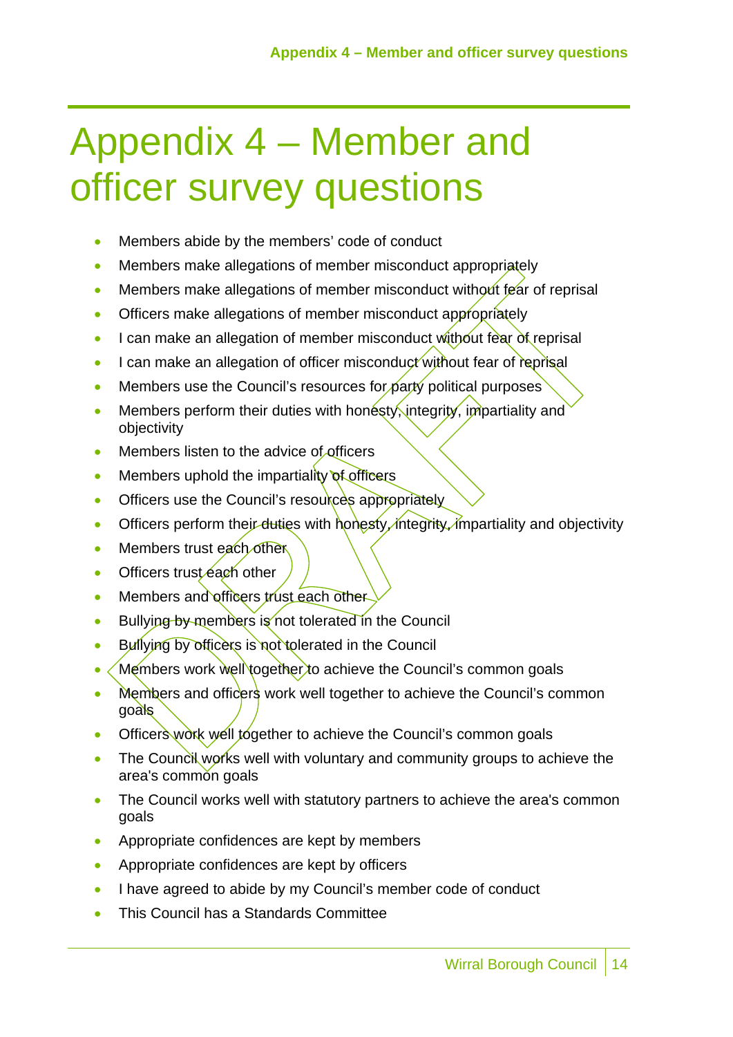# Appendix 4 – Member and officer survey questions

- Members abide by the members' code of conduct
- Members make allegations of member misconduct appropriately
- Members make allegations of member misconduct without fear of reprisal
- Officers make allegations of member misconduct appropriately
- I can make an allegation of member misconduct without fear of reprisal
- I can make an allegation of officer misconduct without fear of reprisal
- Members use the Council's resources for party political purposes
- Members perform their duties with honesty, integrity, impartiality and objectivity
- Members listen to the advice of officers
- Members uphold the impartiality of officers
- Officers use the Council's resources appropriately
- Officers perform their duties with honesty, integrity, impartiality and objectivity
- Members trust each other
- Officers trust each other
- Members and officers trust each other
- Bullying by members is not tolerated in the Council
- Bullying by officers is not tolerated in the Council
- Members work well together to achieve the Council's common goals
- Members and officers work well together to achieve the Council's common goals
- Officers work well together to achieve the Council's common goals
- The Council works well with voluntary and community groups to achieve the area's common goals
- The Council works well with statutory partners to achieve the area's common goals
- Appropriate confidences are kept by members
- Appropriate confidences are kept by officers
- I have agreed to abide by my Council's member code of conduct
- This Council has a Standards Committee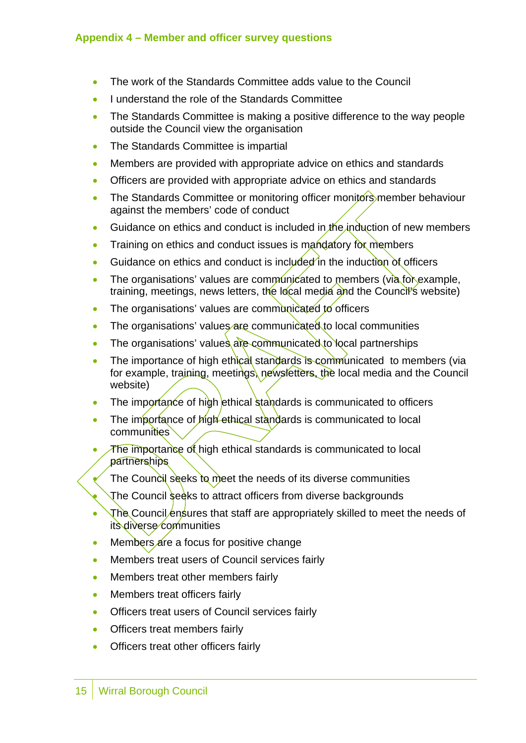## Appendix 4 – Member and officer survey questions

- The work of the Standards Committee adds value to the Council
- I understand the role of the Standards Committee
- The Standards Committee is making a positive difference to the way people outside the Council view the organisation
- The Standards Committee is impartial
- Members are provided with appropriate advice on ethics and standards
- Officers are provided with appropriate advice on ethics and standards
- The Standards Committee or monitoring officer monitors member behaviour against the members' code of conduct
- Guidance on ethics and conduct is included in the induction of new members
- Training on ethics and conduct issues is mandatory for members
- Guidance on ethics and conduct is included in the induction of officers
- The organisations' values are communicated to members (via for example, training, meetings, news letters, the local media and the Council's website)
- The organisations' values are communicated to officers
- The organisations' values are communicated to local communities
- The organisations' values are communicated to local partnerships
- The importance of high ethical standards is communicated to members (via for example, training, meetings, newsletters, the local media and the Council website)
- The importance of high ethical standards is communicated to officers
- The importance of high ethical standards is communicated to local communities
- The importance of high ethical standards is communicated to local partnerships
- The Council seeks to meet the needs of its diverse communities
- The Council seeks to attract officers from diverse backgrounds
- The Council ensures that staff are appropriately skilled to meet the needs of its diverse communities
- Members are a focus for positive change
- Members treat users of Council services fairly
- Members treat other members fairly
- Members treat officers fairly
- Officers treat users of Council services fairly
- Officers treat members fairly
- Officers treat other officers fairly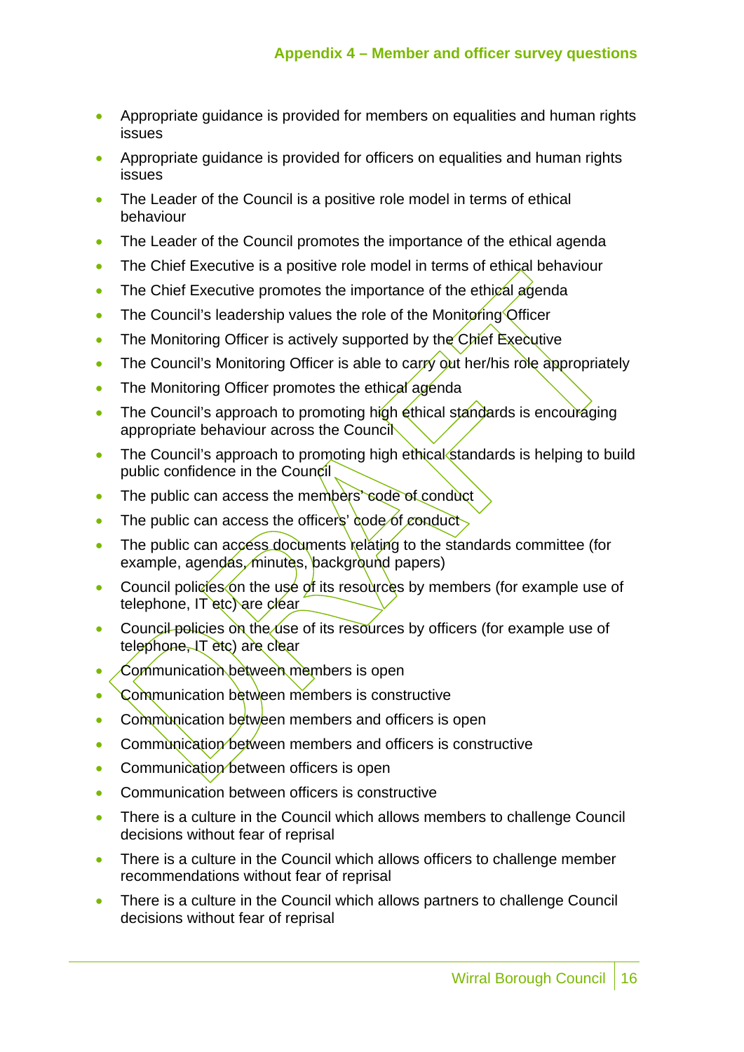- Appropriate guidance is provided for members on equalities and human rights issues
- Appropriate guidance is provided for officers on equalities and human rights issues
- The Leader of the Council is a positive role model in terms of ethical behaviour
- The Leader of the Council promotes the importance of the ethical agenda
- The Chief Executive is a positive role model in terms of ethical behaviour
- The Chief Executive promotes the importance of the ethical agenda
- The Council's leadership values the role of the Monitoring Officer
- The Monitoring Officer is actively supported by the Chief Executive
- The Council's Monitoring Officer is able to carry out her/his role appropriately
- The Monitoring Officer promotes the ethical agenda
- The Council's approach to promoting high ethical standards is encouraging appropriate behaviour across the Council
- The Council's approach to promoting high ethical standards is helping to build public confidence in the Council
- The public can access the members' code of conduct
- The public can access the officers' code of conduct
- The public can access documents relating to the standards committee (for example, agendas, minutes, background papers)
- Council policies on the use of its resources by members (for example use of telephone, IT etc) are clear
- Council policies on the use of its resources by officers (for example use of telephone, IT etc) are clear
- Communication between members is open
- Communication between members is constructive
- Communication between members and officers is open
- Communication between members and officers is constructive
- Communication between officers is open
- Communication between officers is constructive
- There is a culture in the Council which allows members to challenge Council decisions without fear of reprisal
- There is a culture in the Council which allows officers to challenge member recommendations without fear of reprisal
- There is a culture in the Council which allows partners to challenge Council decisions without fear of reprisal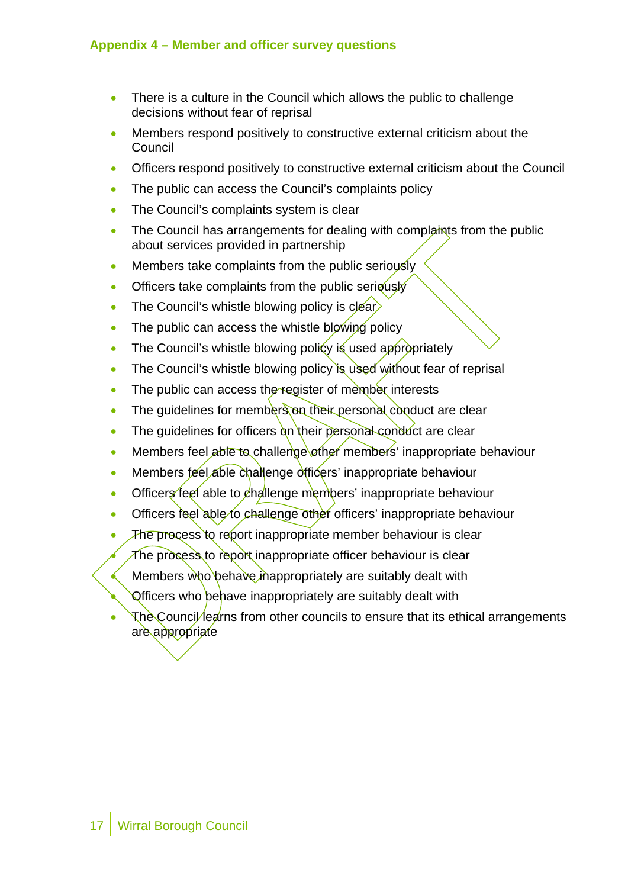## Appendix 4 – Member and officer survey questions

- There is a culture in the Council which allows the public to challenge decisions without fear of reprisal
- Members respond positively to constructive external criticism about the Council
- Officers respond positively to constructive external criticism about the Council
- The public can access the Council's complaints policy
- The Council's complaints system is clear
- The Council has arrangements for dealing with complaints from the public about services provided in partnership
- Members take complaints from the public seriously
- Officers take complaints from the public seriously
- The Council's whistle blowing policy is clear
- The public can access the whistle blowing policy
- The Council's whistle blowing policy is used appropriately
- The Council's whistle blowing policy is used without fear of reprisal
- The public can access the register of member interests
- The guidelines for members on their personal conduct are clear
- The guidelines for officers on their personal conduct are clear
- Members feel able to challenge other members' inappropriate behaviour
- Members feel able challenge officers' inappropriate behaviour
- Officers feel able to challenge members' inappropriate behaviour
- Officers feel able to challenge other officers' inappropriate behaviour
- The process to report inappropriate member behaviour is clear
- The process to report inappropriate officer behaviour is clear
- Members who behave inappropriately are suitably dealt with
- Officers who behave inappropriately are suitably dealt with
- The Council learns from other councils to ensure that its ethical arrangements are appropriate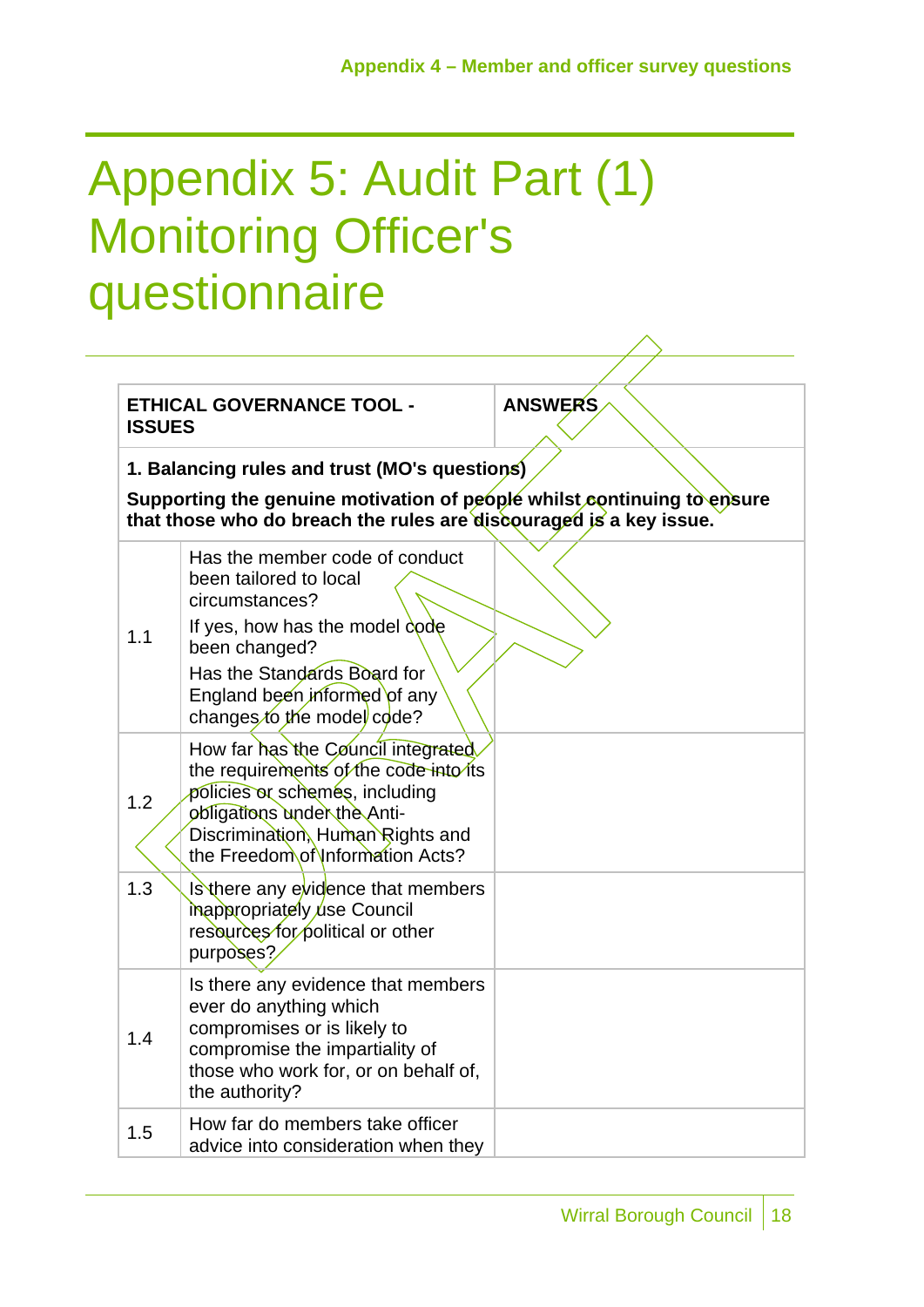# Appendix 5: Audit Part (1) Monitoring Officer's questionnaire

| ETHICAL GOVERNANCE TOOL - ISSUES | | ANSWERS |
|---|---|---|
| **1. Balancing rules and trust (MO's questions)**<br><br>**Supporting the genuine motivation of people whilst continuing to ensure that those who do breach the rules are discouraged is a key issue.** | | |
| 1.1 | Has the member code of conduct been tailored to local circumstances?<br><br>If yes, how has the model code been changed?<br><br>Has the Standards Board for England been informed of any changes to the model code? | |
| 1.2 | How far has the Council integrated the requirements of the code into its policies or schemes, including obligations under the Anti-Discrimination, Human Rights and the Freedom of Information Acts? | |
| 1.3 | Is there any evidence that members inappropriately use Council resources for political or other purposes? | |
| 1.4 | Is there any evidence that members ever do anything which compromises or is likely to compromise the impartiality of those who work for, or on behalf of, the authority? | |
| 1.5 | How far do members take officer advice into consideration when they | |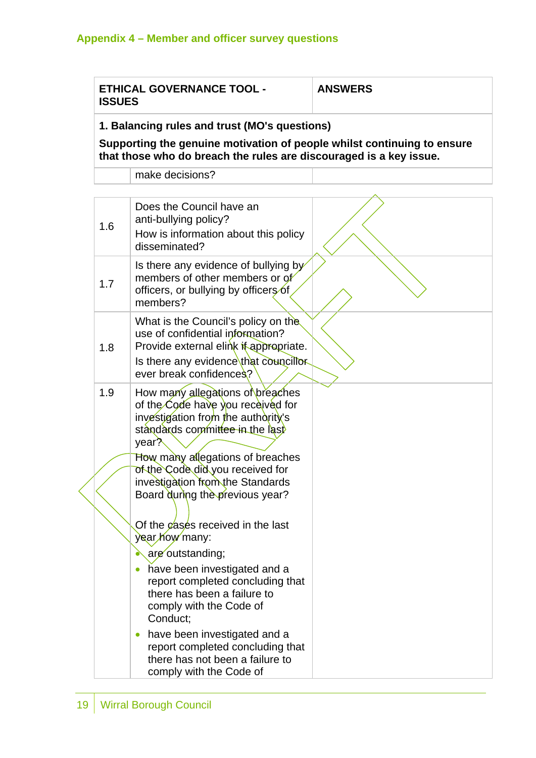## Appendix 4 – Member and officer survey questions

| ETHICAL GOVERNANCE TOOL - ISSUES | | ANSWERS |
|---|---|---|
| **1. Balancing rules and trust (MO's questions)**<br>**Supporting the genuine motivation of people whilst continuing to ensure that those who do breach the rules are discouraged is a key issue.** | | |
| | make decisions? | |

| | | |
|---|---|---|
| 1.6 | Does the Council have an anti-bullying policy?<br>How is information about this policy disseminated? | |
| 1.7 | Is there any evidence of bullying by members of other members or of officers, or bullying by officers of members? | |
| 1.8 | What is the Council's policy on the use of confidential information? Provide external elink if appropriate.<br>Is there any evidence that councillor ever break confidences? | |
| 1.9 | How many allegations of breaches of the Code have you received for investigation from the authority's standards committee in the last year?<br>How many allegations of breaches of the Code did you received for investigation from the Standards Board during the previous year?<br><br>Of the cases received in the last year how many:<br>• are outstanding;<br>• have been investigated and a report completed concluding that there has been a failure to comply with the Code of Conduct;<br>• have been investigated and a report completed concluding that there has not been a failure to comply with the Code of | |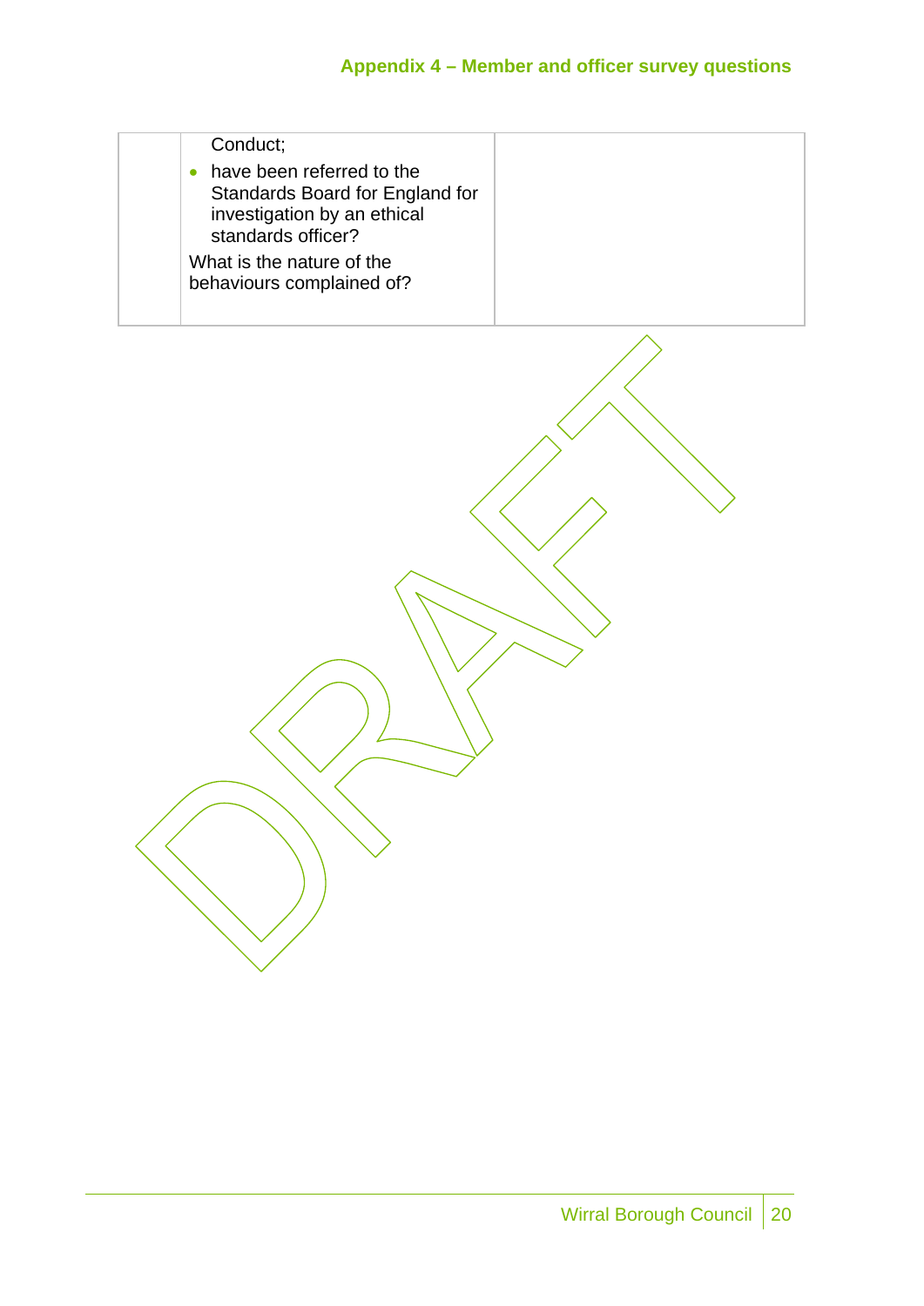|  | Conduct;<br>• have been referred to the Standards Board for England for investigation by an ethical standards officer?<br>What is the nature of the behaviours complained of? |  |
|---|---|---|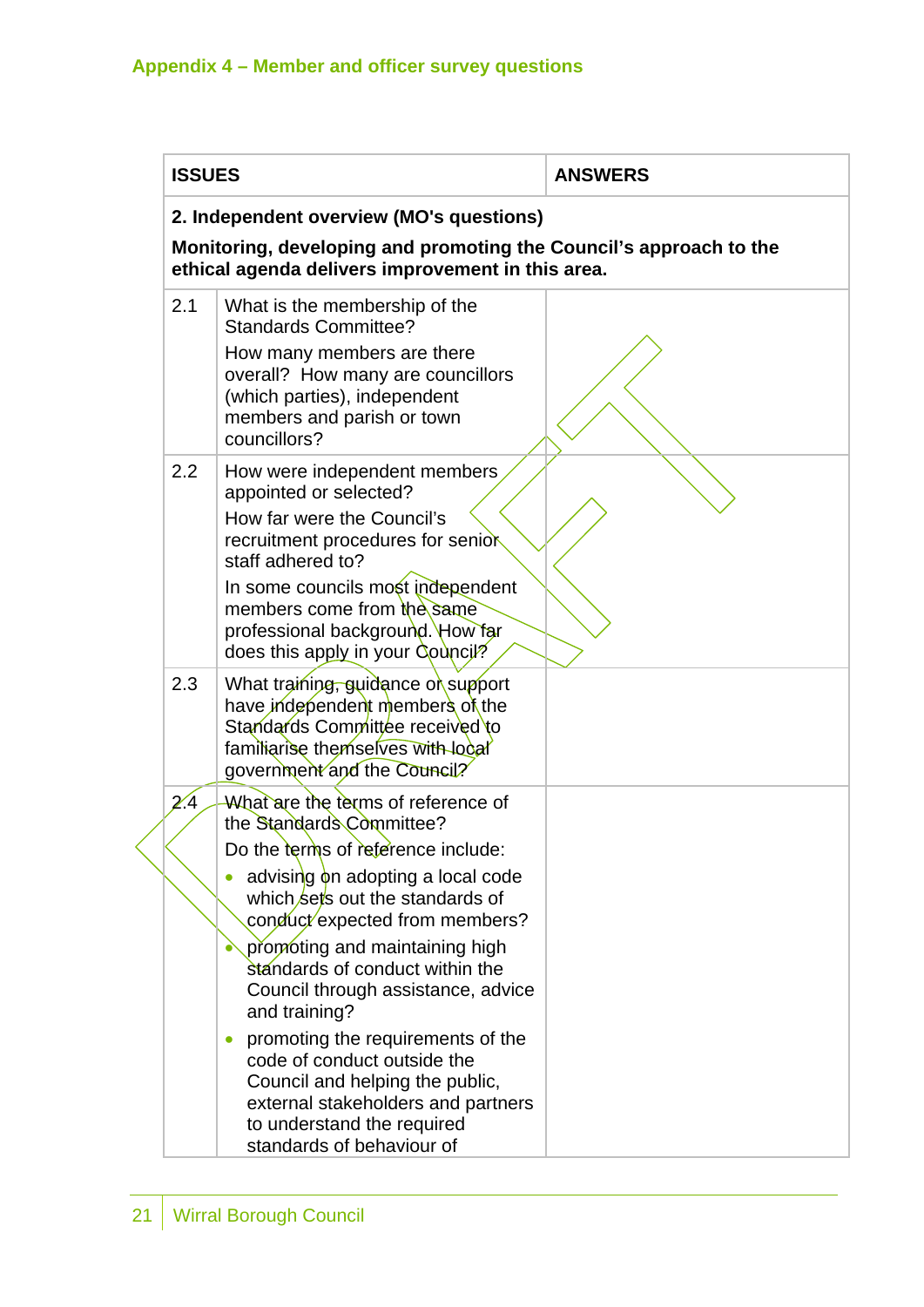## Appendix 4 – Member and officer survey questions

| ISSUES | | ANSWERS |
|---|---|---|
| **2. Independent overview (MO's questions)**<br>**Monitoring, developing and promoting the Council's approach to the ethical agenda delivers improvement in this area.** | | |
| 2.1 | What is the membership of the Standards Committee?<br>How many members are there overall? How many are councillors (which parties), independent members and parish or town councillors? | |
| 2.2 | How were independent members appointed or selected?<br>How far were the Council's recruitment procedures for senior staff adhered to?<br>In some councils most independent members come from the same professional background. How far does this apply in your Council? | |
| 2.3 | What training, guidance or support have independent members of the Standards Committee received to familiarise themselves with local government and the Council? | |
| 2.4 | What are the terms of reference of the Standards Committee?<br>Do the terms of reference include:<br>• advising on adopting a local code which sets out the standards of conduct expected from members?<br>• promoting and maintaining high standards of conduct within the Council through assistance, advice and training?<br>• promoting the requirements of the code of conduct outside the Council and helping the public, external stakeholders and partners to understand the required standards of behaviour of | |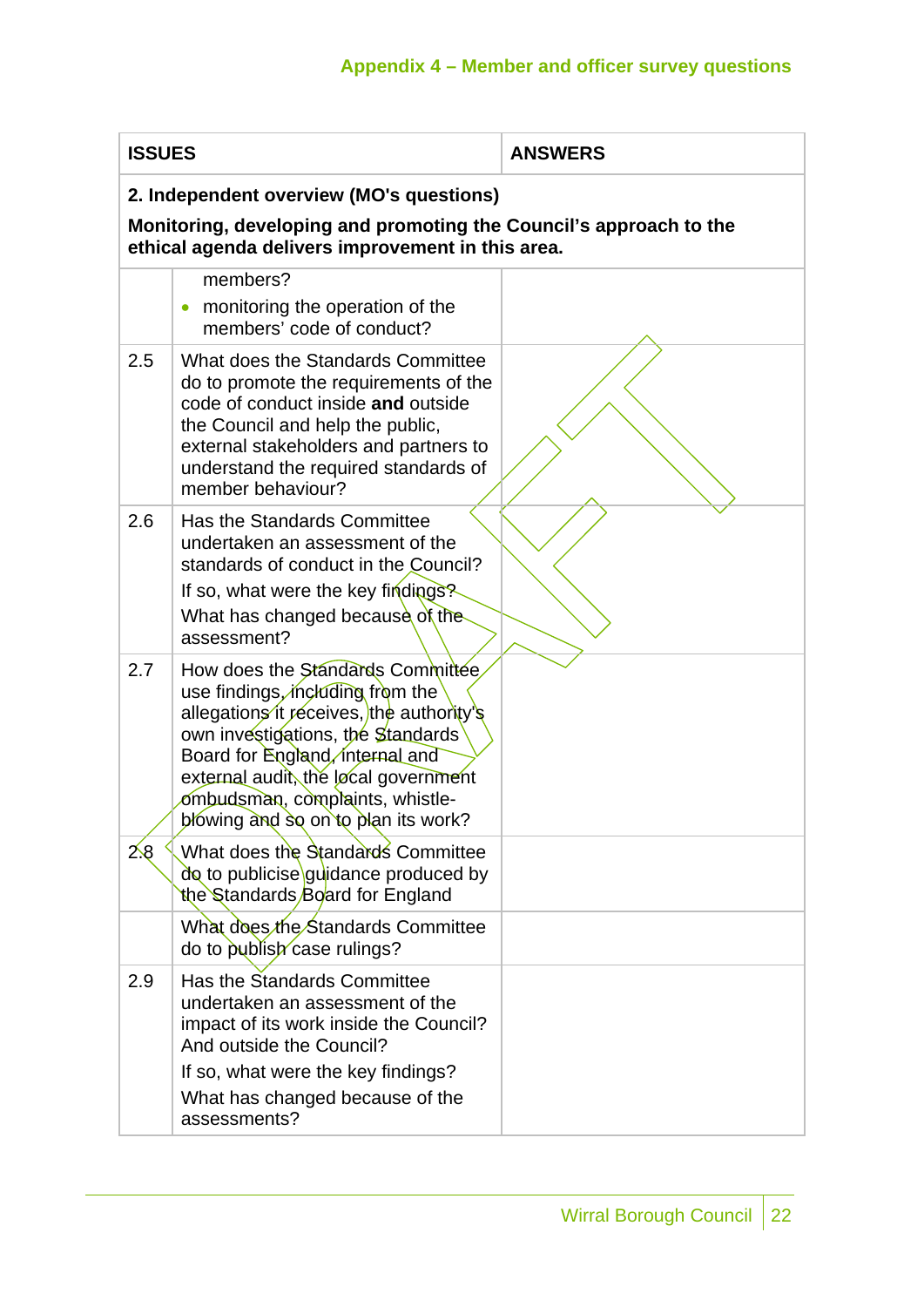## Appendix 4 – Member and officer survey questions

| ISSUES | | ANSWERS |
|---|---|---|
| **2. Independent overview (MO's questions)** **Monitoring, developing and promoting the Council's approach to the ethical agenda delivers improvement in this area.** | | |
| | members?<br>• monitoring the operation of the members' code of conduct? | |
| 2.5 | What does the Standards Committee do to promote the requirements of the code of conduct inside **and** outside the Council and help the public, external stakeholders and partners to understand the required standards of member behaviour? | |
| 2.6 | Has the Standards Committee undertaken an assessment of the standards of conduct in the Council?<br>If so, what were the key findings?<br>What has changed because of the assessment? | |
| 2.7 | How does the Standards Committee use findings, including from the allegations it receives, the authority's own investigations, the Standards Board for England, internal and external audit, the local government ombudsman, complaints, whistle-blowing and so on to plan its work? | |
| 2.8 | What does the Standards Committee do to publicise guidance produced by the Standards Board for England | |
| | What does the Standards Committee do to publish case rulings? | |
| 2.9 | Has the Standards Committee undertaken an assessment of the impact of its work inside the Council? And outside the Council?<br>If so, what were the key findings?<br>What has changed because of the assessments? | |

Wirral Borough Council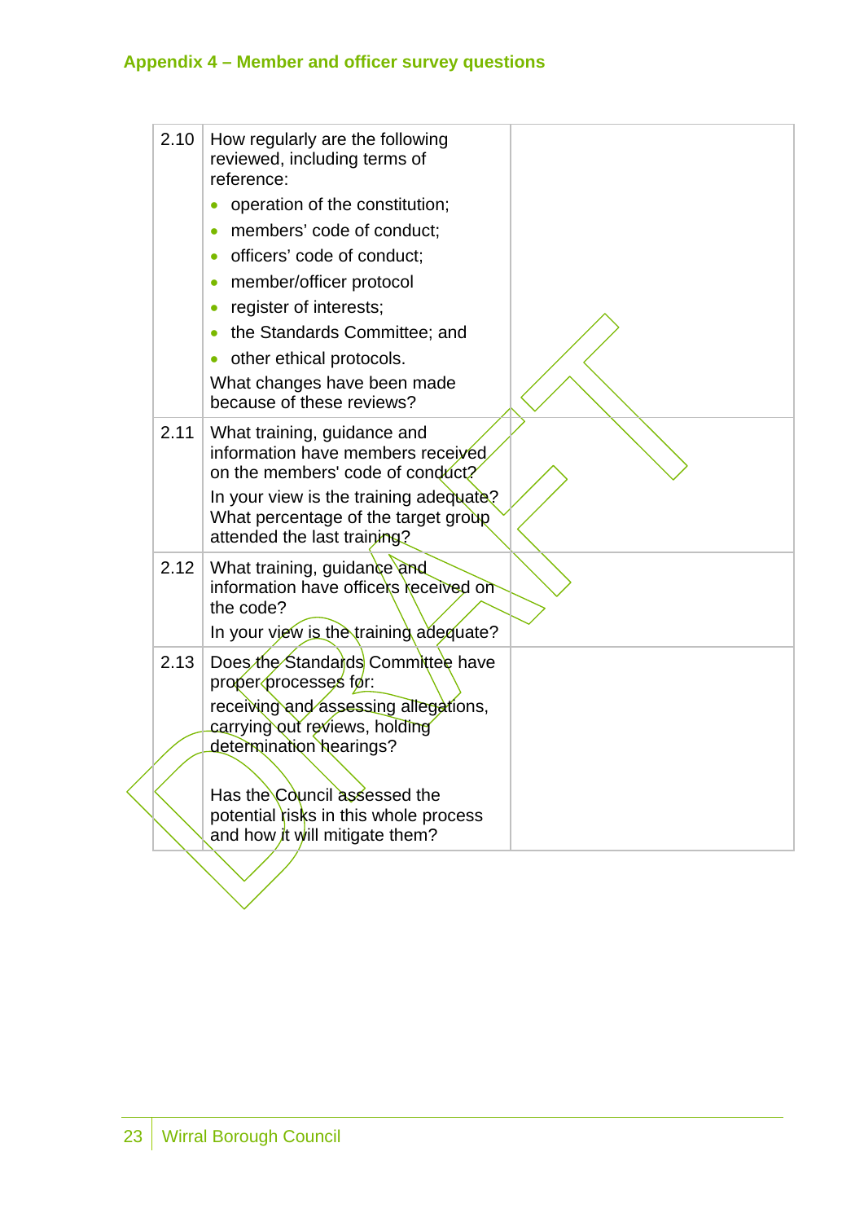## Appendix 4 – Member and officer survey questions

| | | |
|---|---|---|
| 2.10 | How regularly are the following reviewed, including terms of reference:<br>• operation of the constitution;<br>• members' code of conduct;<br>• officers' code of conduct;<br>• member/officer protocol<br>• register of interests;<br>• the Standards Committee; and<br>• other ethical protocols.<br>What changes have been made because of these reviews? | |
| 2.11 | What training, guidance and information have members received on the members' code of conduct?<br>In your view is the training adequate? What percentage of the target group attended the last training? | |
| 2.12 | What training, guidance and information have officers received on the code?<br>In your view is the training adequate? | |
| 2.13 | Does the Standards Committee have proper processes for:<br>receiving and assessing allegations, carrying out reviews, holding determination hearings?<br><br>Has the Council assessed the potential risks in this whole process and how it will mitigate them? | |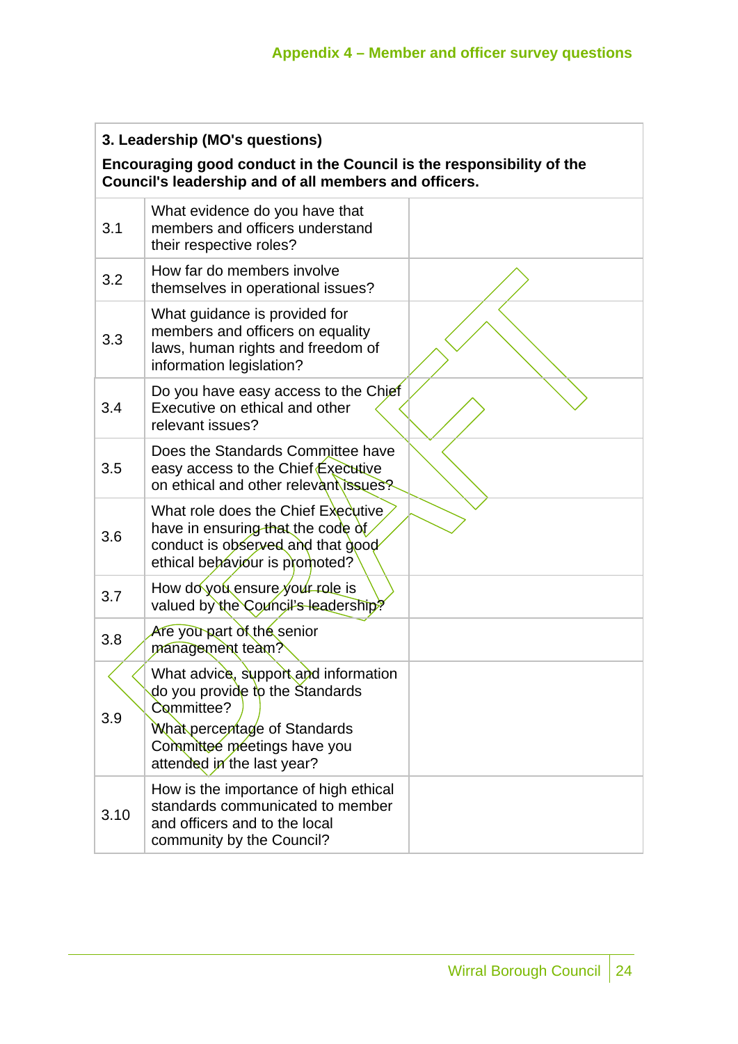| 3. Leadership (MO's questions) | | |
|---|---|---|
| **Encouraging good conduct in the Council is the responsibility of the Council's leadership and of all members and officers.** | | |
| 3.1 | What evidence do you have that members and officers understand their respective roles? | |
| 3.2 | How far do members involve themselves in operational issues? | |
| 3.3 | What guidance is provided for members and officers on equality laws, human rights and freedom of information legislation? | |
| 3.4 | Do you have easy access to the Chief Executive on ethical and other relevant issues? | |
| 3.5 | Does the Standards Committee have easy access to the Chief Executive on ethical and other relevant issues? | |
| 3.6 | What role does the Chief Executive have in ensuring that the code of conduct is observed and that good ethical behaviour is promoted? | |
| 3.7 | How do you ensure your role is valued by the Council's leadership? | |
| 3.8 | Are you part of the senior management team? | |
| 3.9 | What advice, support and information do you provide to the Standards Committee?<br>What percentage of Standards Committee meetings have you attended in the last year? | |
| 3.10 | How is the importance of high ethical standards communicated to member and officers and to the local community by the Council? | |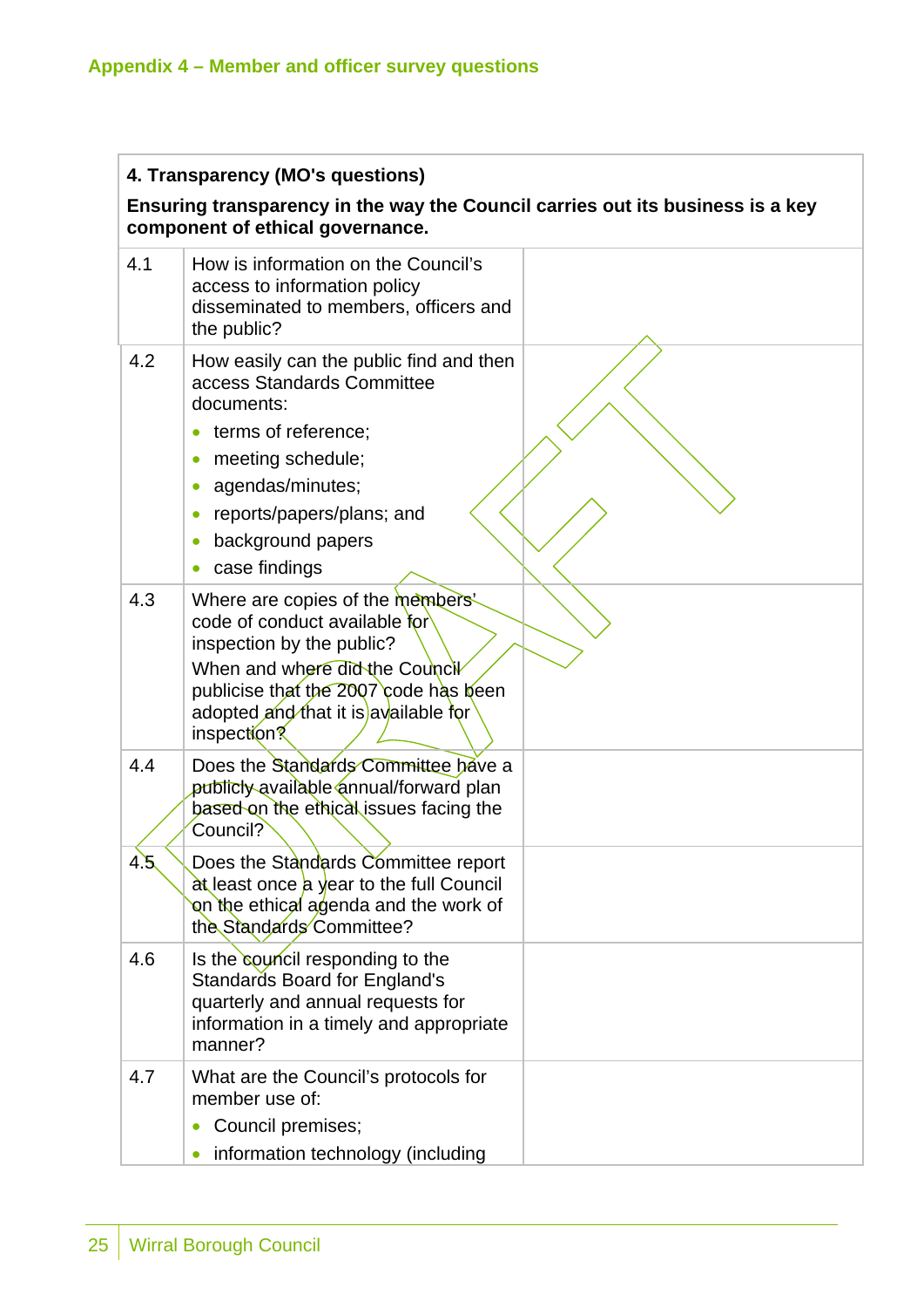## Appendix 4 – Member and officer survey questions

| 4. Transparency (MO's questions)<br><br>Ensuring transparency in the way the Council carries out its business is a key component of ethical governance. | | |
|---|---|---|
| 4.1 | How is information on the Council's access to information policy disseminated to members, officers and the public? | |
| 4.2 | How easily can the public find and then access Standards Committee documents:<br>• terms of reference;<br>• meeting schedule;<br>• agendas/minutes;<br>• reports/papers/plans; and<br>• background papers<br>• case findings | |
| 4.3 | Where are copies of the members' code of conduct available for inspection by the public?<br>When and where did the Council publicise that the 2007 code has been adopted and that it is available for inspection? | |
| 4.4 | Does the Standards Committee have a publicly available annual/forward plan based on the ethical issues facing the Council? | |
| 4.5 | Does the Standards Committee report at least once a year to the full Council on the ethical agenda and the work of the Standards Committee? | |
| 4.6 | Is the council responding to the Standards Board for England's quarterly and annual requests for information in a timely and appropriate manner? | |
| 4.7 | What are the Council's protocols for member use of:<br>• Council premises;<br>• information technology (including | |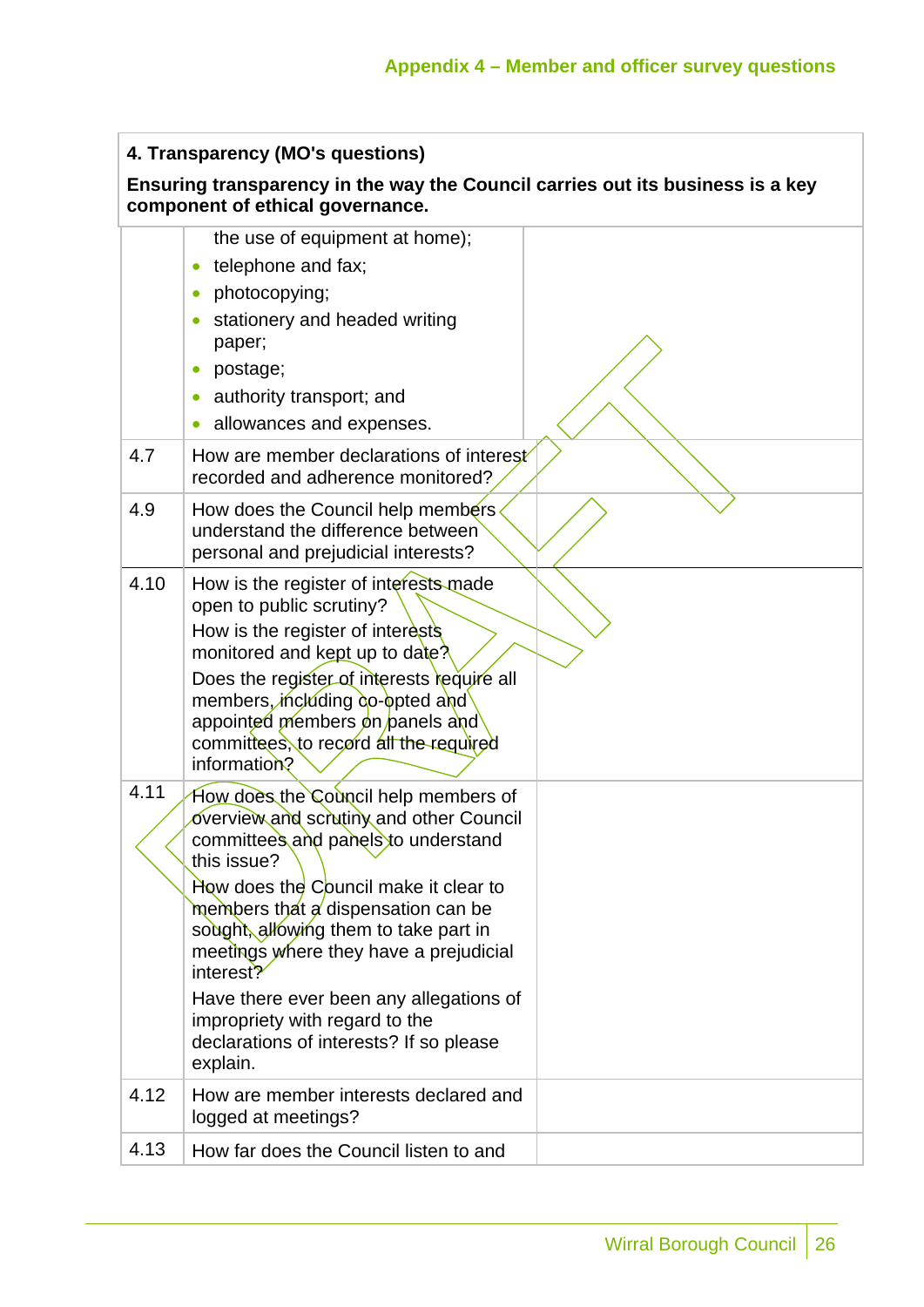## 4. Transparency (MO's questions)

**Ensuring transparency in the way the Council carries out its business is a key component of ethical governance.**

| | | |
|---|---|---|
| | the use of equipment at home);<br>• telephone and fax;<br>• photocopying;<br>• stationery and headed writing paper;<br>• postage;<br>• authority transport; and<br>• allowances and expenses. | |
| 4.7 | How are member declarations of interest recorded and adherence monitored? | |
| 4.9 | How does the Council help members understand the difference between personal and prejudicial interests? | |
| 4.10 | How is the register of interests made open to public scrutiny?<br>How is the register of interests monitored and kept up to date?<br>Does the register of interests require all members, including co-opted and appointed members on panels and committees, to record all the required information? | |
| 4.11 | How does the Council help members of overview and scrutiny and other Council committees and panels to understand this issue?<br>How does the Council make it clear to members that a dispensation can be sought, allowing them to take part in meetings where they have a prejudicial interest?<br>Have there ever been any allegations of impropriety with regard to the declarations of interests? If so please explain. | |
| 4.12 | How are member interests declared and logged at meetings? | |
| 4.13 | How far does the Council listen to and | |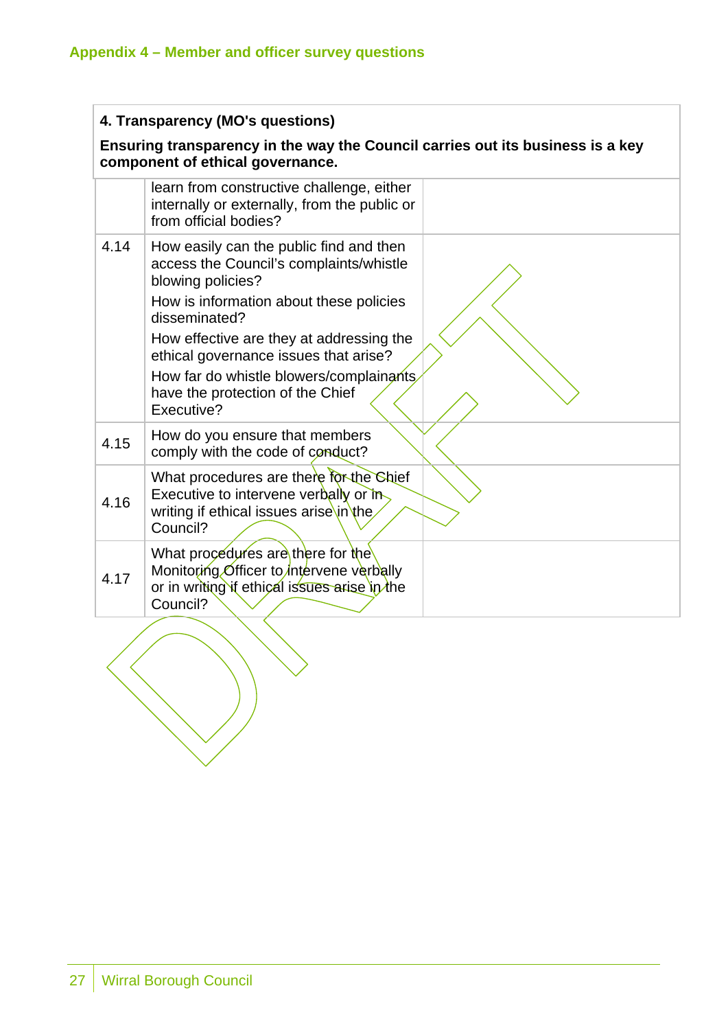## Appendix 4 – Member and officer survey questions

**4. Transparency (MO's questions)**

**Ensuring transparency in the way the Council carries out its business is a key component of ethical governance.**

| | | |
|---|---|---|
| | learn from constructive challenge, either internally or externally, from the public or from official bodies? | |
| 4.14 | How easily can the public find and then access the Council's complaints/whistle blowing policies?<br>How is information about these policies disseminated?<br>How effective are they at addressing the ethical governance issues that arise?<br>How far do whistle blowers/complainants have the protection of the Chief Executive? | |
| 4.15 | How do you ensure that members comply with the code of conduct? | |
| 4.16 | What procedures are there for the Chief Executive to intervene verbally or in writing if ethical issues arise in the Council? | |
| 4.17 | What procedures are there for the Monitoring Officer to intervene verbally or in writing if ethical issues arise in the Council? | |